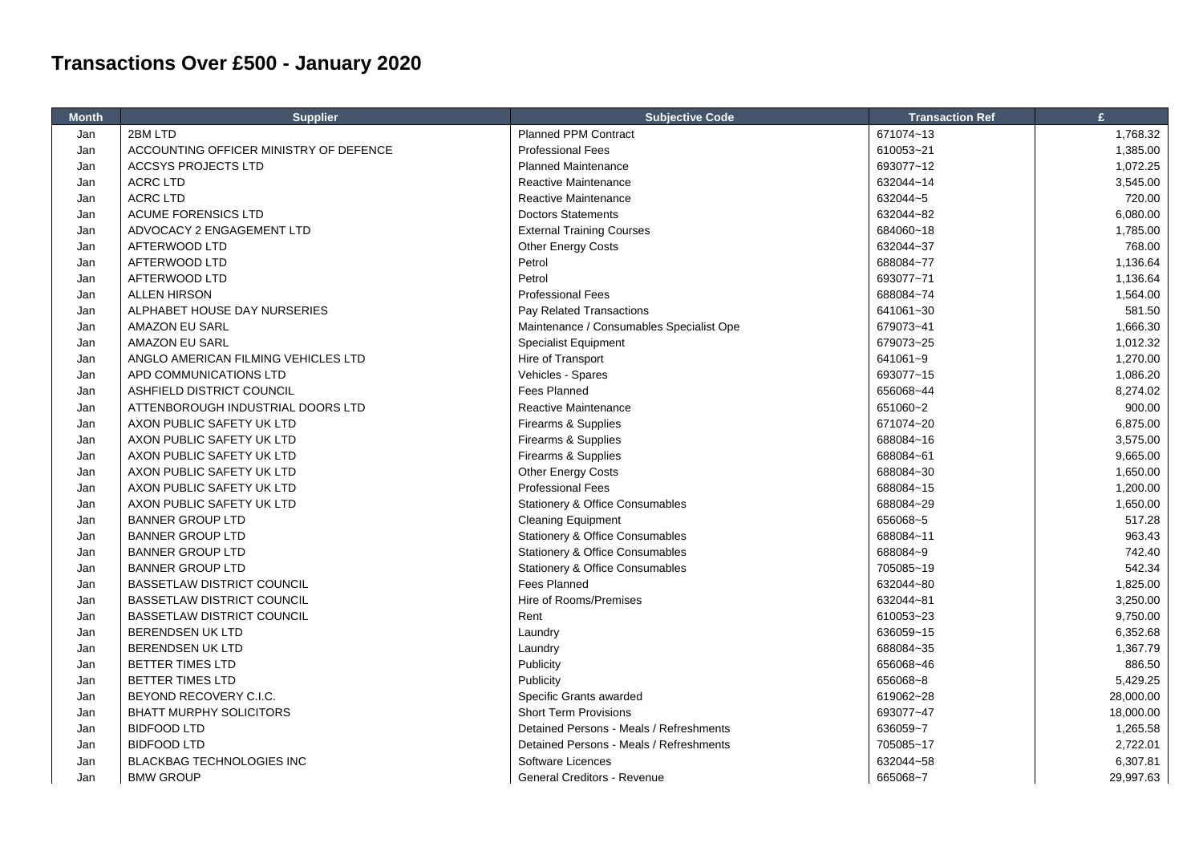# Transactions Over £500 - January 2020

| Month | Supplier | Subjective Code | Transaction Ref | £ |
|---|---|---|---|---|
| Jan | 2BM LTD | Planned PPM Contract | 671074~13 | 1,768.32 |
| Jan | ACCOUNTING OFFICER MINISTRY OF DEFENCE | Professional Fees | 610053~21 | 1,385.00 |
| Jan | ACCSYS PROJECTS LTD | Planned Maintenance | 693077~12 | 1,072.25 |
| Jan | ACRC LTD | Reactive Maintenance | 632044~14 | 3,545.00 |
| Jan | ACRC LTD | Reactive Maintenance | 632044~5 | 720.00 |
| Jan | ACUME FORENSICS LTD | Doctors Statements | 632044~82 | 6,080.00 |
| Jan | ADVOCACY 2 ENGAGEMENT LTD | External Training Courses | 684060~18 | 1,785.00 |
| Jan | AFTERWOOD LTD | Other Energy Costs | 632044~37 | 768.00 |
| Jan | AFTERWOOD LTD | Petrol | 688084~77 | 1,136.64 |
| Jan | AFTERWOOD LTD | Petrol | 693077~71 | 1,136.64 |
| Jan | ALLEN HIRSON | Professional Fees | 688084~74 | 1,564.00 |
| Jan | ALPHABET HOUSE DAY NURSERIES | Pay Related Transactions | 641061~30 | 581.50 |
| Jan | AMAZON EU SARL | Maintenance / Consumables Specialist Ope | 679073~41 | 1,666.30 |
| Jan | AMAZON EU SARL | Specialist Equipment | 679073~25 | 1,012.32 |
| Jan | ANGLO AMERICAN FILMING VEHICLES LTD | Hire of Transport | 641061~9 | 1,270.00 |
| Jan | APD COMMUNICATIONS LTD | Vehicles - Spares | 693077~15 | 1,086.20 |
| Jan | ASHFIELD DISTRICT COUNCIL | Fees Planned | 656068~44 | 8,274.02 |
| Jan | ATTENBOROUGH INDUSTRIAL DOORS LTD | Reactive Maintenance | 651060~2 | 900.00 |
| Jan | AXON PUBLIC SAFETY UK LTD | Firearms & Supplies | 671074~20 | 6,875.00 |
| Jan | AXON PUBLIC SAFETY UK LTD | Firearms & Supplies | 688084~16 | 3,575.00 |
| Jan | AXON PUBLIC SAFETY UK LTD | Firearms & Supplies | 688084~61 | 9,665.00 |
| Jan | AXON PUBLIC SAFETY UK LTD | Other Energy Costs | 688084~30 | 1,650.00 |
| Jan | AXON PUBLIC SAFETY UK LTD | Professional Fees | 688084~15 | 1,200.00 |
| Jan | AXON PUBLIC SAFETY UK LTD | Stationery & Office Consumables | 688084~29 | 1,650.00 |
| Jan | BANNER GROUP LTD | Cleaning Equipment | 656068~5 | 517.28 |
| Jan | BANNER GROUP LTD | Stationery & Office Consumables | 688084~11 | 963.43 |
| Jan | BANNER GROUP LTD | Stationery & Office Consumables | 688084~9 | 742.40 |
| Jan | BANNER GROUP LTD | Stationery & Office Consumables | 705085~19 | 542.34 |
| Jan | BASSETLAW DISTRICT COUNCIL | Fees Planned | 632044~80 | 1,825.00 |
| Jan | BASSETLAW DISTRICT COUNCIL | Hire of Rooms/Premises | 632044~81 | 3,250.00 |
| Jan | BASSETLAW DISTRICT COUNCIL | Rent | 610053~23 | 9,750.00 |
| Jan | BERENDSEN UK LTD | Laundry | 636059~15 | 6,352.68 |
| Jan | BERENDSEN UK LTD | Laundry | 688084~35 | 1,367.79 |
| Jan | BETTER TIMES LTD | Publicity | 656068~46 | 886.50 |
| Jan | BETTER TIMES LTD | Publicity | 656068~8 | 5,429.25 |
| Jan | BEYOND RECOVERY C.I.C. | Specific Grants awarded | 619062~28 | 28,000.00 |
| Jan | BHATT MURPHY SOLICITORS | Short Term Provisions | 693077~47 | 18,000.00 |
| Jan | BIDFOOD LTD | Detained Persons - Meals / Refreshments | 636059~7 | 1,265.58 |
| Jan | BIDFOOD LTD | Detained Persons - Meals / Refreshments | 705085~17 | 2,722.01 |
| Jan | BLACKBAG TECHNOLOGIES INC | Software Licences | 632044~58 | 6,307.81 |
| Jan | BMW GROUP | General Creditors - Revenue | 665068~7 | 29,997.63 |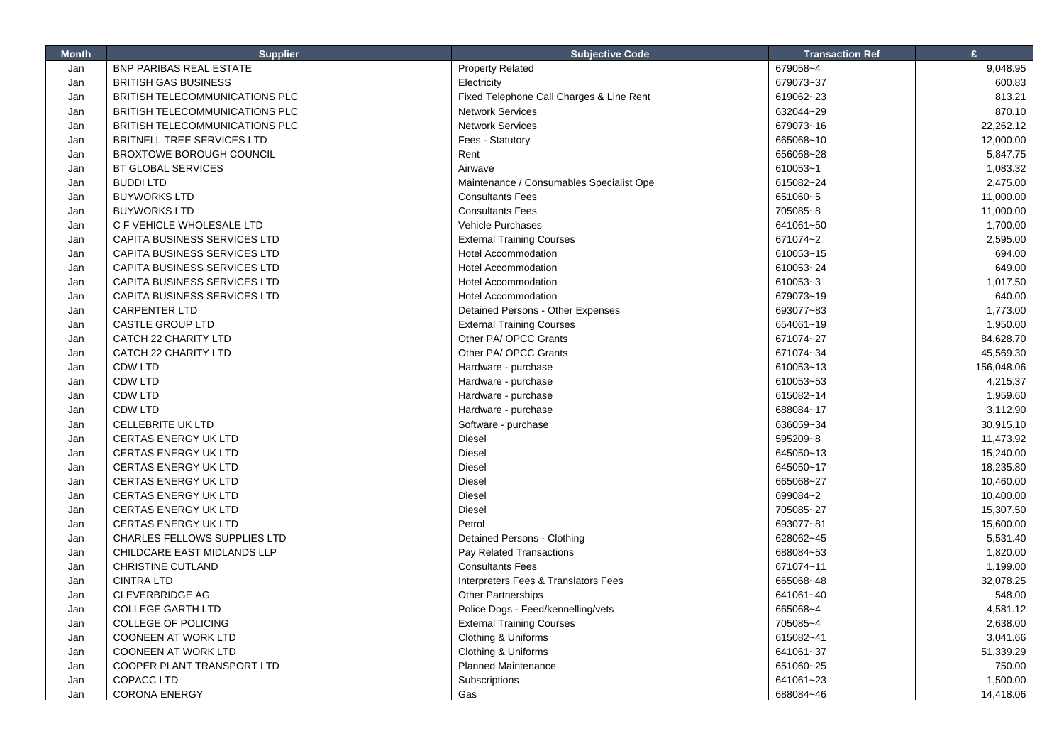| Month | Supplier | Subjective Code | Transaction Ref | £ |
|---|---|---|---|---|
| Jan | BNP PARIBAS REAL ESTATE | Property Related | 679058~4 | 9,048.95 |
| Jan | BRITISH GAS BUSINESS | Electricity | 679073~37 | 600.83 |
| Jan | BRITISH TELECOMMUNICATIONS PLC | Fixed Telephone Call Charges & Line Rent | 619062~23 | 813.21 |
| Jan | BRITISH TELECOMMUNICATIONS PLC | Network Services | 632044~29 | 870.10 |
| Jan | BRITISH TELECOMMUNICATIONS PLC | Network Services | 679073~16 | 22,262.12 |
| Jan | BRITNELL TREE SERVICES LTD | Fees - Statutory | 665068~10 | 12,000.00 |
| Jan | BROXTOWE BOROUGH COUNCIL | Rent | 656068~28 | 5,847.75 |
| Jan | BT GLOBAL SERVICES | Airwave | 610053~1 | 1,083.32 |
| Jan | BUDDI LTD | Maintenance / Consumables Specialist Ope | 615082~24 | 2,475.00 |
| Jan | BUYWORKS LTD | Consultants Fees | 651060~5 | 11,000.00 |
| Jan | BUYWORKS LTD | Consultants Fees | 705085~8 | 11,000.00 |
| Jan | C F VEHICLE WHOLESALE LTD | Vehicle Purchases | 641061~50 | 1,700.00 |
| Jan | CAPITA BUSINESS SERVICES LTD | External Training Courses | 671074~2 | 2,595.00 |
| Jan | CAPITA BUSINESS SERVICES LTD | Hotel Accommodation | 610053~15 | 694.00 |
| Jan | CAPITA BUSINESS SERVICES LTD | Hotel Accommodation | 610053~24 | 649.00 |
| Jan | CAPITA BUSINESS SERVICES LTD | Hotel Accommodation | 610053~3 | 1,017.50 |
| Jan | CAPITA BUSINESS SERVICES LTD | Hotel Accommodation | 679073~19 | 640.00 |
| Jan | CARPENTER LTD | Detained Persons - Other Expenses | 693077~83 | 1,773.00 |
| Jan | CASTLE GROUP LTD | External Training Courses | 654061~19 | 1,950.00 |
| Jan | CATCH 22 CHARITY LTD | Other PA/ OPCC Grants | 671074~27 | 84,628.70 |
| Jan | CATCH 22 CHARITY LTD | Other PA/ OPCC Grants | 671074~34 | 45,569.30 |
| Jan | CDW LTD | Hardware - purchase | 610053~13 | 156,048.06 |
| Jan | CDW LTD | Hardware - purchase | 610053~53 | 4,215.37 |
| Jan | CDW LTD | Hardware - purchase | 615082~14 | 1,959.60 |
| Jan | CDW LTD | Hardware - purchase | 688084~17 | 3,112.90 |
| Jan | CELLEBRITE UK LTD | Software - purchase | 636059~34 | 30,915.10 |
| Jan | CERTAS ENERGY UK LTD | Diesel | 595209~8 | 11,473.92 |
| Jan | CERTAS ENERGY UK LTD | Diesel | 645050~13 | 15,240.00 |
| Jan | CERTAS ENERGY UK LTD | Diesel | 645050~17 | 18,235.80 |
| Jan | CERTAS ENERGY UK LTD | Diesel | 665068~27 | 10,460.00 |
| Jan | CERTAS ENERGY UK LTD | Diesel | 699084~2 | 10,400.00 |
| Jan | CERTAS ENERGY UK LTD | Diesel | 705085~27 | 15,307.50 |
| Jan | CERTAS ENERGY UK LTD | Petrol | 693077~81 | 15,600.00 |
| Jan | CHARLES FELLOWS SUPPLIES LTD | Detained Persons - Clothing | 628062~45 | 5,531.40 |
| Jan | CHILDCARE EAST MIDLANDS LLP | Pay Related Transactions | 688084~53 | 1,820.00 |
| Jan | CHRISTINE CUTLAND | Consultants Fees | 671074~11 | 1,199.00 |
| Jan | CINTRA LTD | Interpreters Fees & Translators Fees | 665068~48 | 32,078.25 |
| Jan | CLEVERBRIDGE AG | Other Partnerships | 641061~40 | 548.00 |
| Jan | COLLEGE GARTH LTD | Police Dogs - Feed/kennelling/vets | 665068~4 | 4,581.12 |
| Jan | COLLEGE OF POLICING | External Training Courses | 705085~4 | 2,638.00 |
| Jan | COONEEN AT WORK LTD | Clothing & Uniforms | 615082~41 | 3,041.66 |
| Jan | COONEEN AT WORK LTD | Clothing & Uniforms | 641061~37 | 51,339.29 |
| Jan | COOPER PLANT TRANSPORT LTD | Planned Maintenance | 651060~25 | 750.00 |
| Jan | COPACC LTD | Subscriptions | 641061~23 | 1,500.00 |
| Jan | CORONA ENERGY | Gas | 688084~46 | 14,418.06 |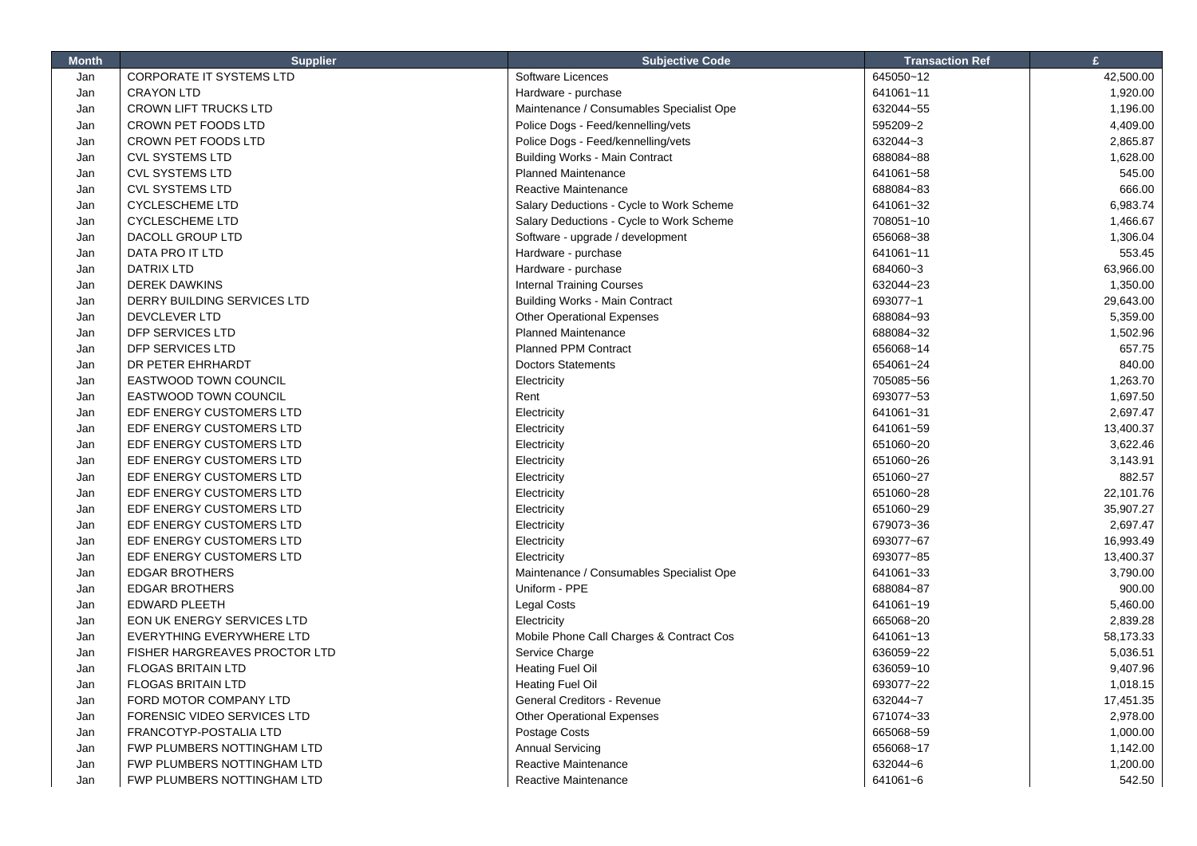| Month | Supplier | Subjective Code | Transaction Ref | £ |
|---|---|---|---|---|
| Jan | CORPORATE IT SYSTEMS LTD | Software Licences | 645050~12 | 42,500.00 |
| Jan | CRAYON LTD | Hardware - purchase | 641061~11 | 1,920.00 |
| Jan | CROWN LIFT TRUCKS LTD | Maintenance / Consumables Specialist Ope | 632044~55 | 1,196.00 |
| Jan | CROWN PET FOODS LTD | Police Dogs - Feed/kennelling/vets | 595209~2 | 4,409.00 |
| Jan | CROWN PET FOODS LTD | Police Dogs - Feed/kennelling/vets | 632044~3 | 2,865.87 |
| Jan | CVL SYSTEMS LTD | Building Works - Main Contract | 688084~88 | 1,628.00 |
| Jan | CVL SYSTEMS LTD | Planned Maintenance | 641061~58 | 545.00 |
| Jan | CVL SYSTEMS LTD | Reactive Maintenance | 688084~83 | 666.00 |
| Jan | CYCLESCHEME LTD | Salary Deductions - Cycle to Work Scheme | 641061~32 | 6,983.74 |
| Jan | CYCLESCHEME LTD | Salary Deductions - Cycle to Work Scheme | 708051~10 | 1,466.67 |
| Jan | DACOLL GROUP LTD | Software - upgrade / development | 656068~38 | 1,306.04 |
| Jan | DATA PRO IT LTD | Hardware - purchase | 641061~11 | 553.45 |
| Jan | DATRIX LTD | Hardware - purchase | 684060~3 | 63,966.00 |
| Jan | DEREK DAWKINS | Internal Training Courses | 632044~23 | 1,350.00 |
| Jan | DERRY BUILDING SERVICES LTD | Building Works - Main Contract | 693077~1 | 29,643.00 |
| Jan | DEVCLEVER LTD | Other Operational Expenses | 688084~93 | 5,359.00 |
| Jan | DFP SERVICES LTD | Planned Maintenance | 688084~32 | 1,502.96 |
| Jan | DFP SERVICES LTD | Planned PPM Contract | 656068~14 | 657.75 |
| Jan | DR PETER EHRHARDT | Doctors Statements | 654061~24 | 840.00 |
| Jan | EASTWOOD TOWN COUNCIL | Electricity | 705085~56 | 1,263.70 |
| Jan | EASTWOOD TOWN COUNCIL | Rent | 693077~53 | 1,697.50 |
| Jan | EDF ENERGY CUSTOMERS LTD | Electricity | 641061~31 | 2,697.47 |
| Jan | EDF ENERGY CUSTOMERS LTD | Electricity | 641061~59 | 13,400.37 |
| Jan | EDF ENERGY CUSTOMERS LTD | Electricity | 651060~20 | 3,622.46 |
| Jan | EDF ENERGY CUSTOMERS LTD | Electricity | 651060~26 | 3,143.91 |
| Jan | EDF ENERGY CUSTOMERS LTD | Electricity | 651060~27 | 882.57 |
| Jan | EDF ENERGY CUSTOMERS LTD | Electricity | 651060~28 | 22,101.76 |
| Jan | EDF ENERGY CUSTOMERS LTD | Electricity | 651060~29 | 35,907.27 |
| Jan | EDF ENERGY CUSTOMERS LTD | Electricity | 679073~36 | 2,697.47 |
| Jan | EDF ENERGY CUSTOMERS LTD | Electricity | 693077~67 | 16,993.49 |
| Jan | EDF ENERGY CUSTOMERS LTD | Electricity | 693077~85 | 13,400.37 |
| Jan | EDGAR BROTHERS | Maintenance / Consumables Specialist Ope | 641061~33 | 3,790.00 |
| Jan | EDGAR BROTHERS | Uniform - PPE | 688084~87 | 900.00 |
| Jan | EDWARD PLEETH | Legal Costs | 641061~19 | 5,460.00 |
| Jan | EON UK ENERGY SERVICES LTD | Electricity | 665068~20 | 2,839.28 |
| Jan | EVERYTHING EVERYWHERE LTD | Mobile Phone Call Charges & Contract Cos | 641061~13 | 58,173.33 |
| Jan | FISHER HARGREAVES PROCTOR LTD | Service Charge | 636059~22 | 5,036.51 |
| Jan | FLOGAS BRITAIN LTD | Heating Fuel Oil | 636059~10 | 9,407.96 |
| Jan | FLOGAS BRITAIN LTD | Heating Fuel Oil | 693077~22 | 1,018.15 |
| Jan | FORD MOTOR COMPANY LTD | General Creditors - Revenue | 632044~7 | 17,451.35 |
| Jan | FORENSIC VIDEO SERVICES LTD | Other Operational Expenses | 671074~33 | 2,978.00 |
| Jan | FRANCOTYP-POSTALIA LTD | Postage Costs | 665068~59 | 1,000.00 |
| Jan | FWP PLUMBERS NOTTINGHAM LTD | Annual Servicing | 656068~17 | 1,142.00 |
| Jan | FWP PLUMBERS NOTTINGHAM LTD | Reactive Maintenance | 632044~6 | 1,200.00 |
| Jan | FWP PLUMBERS NOTTINGHAM LTD | Reactive Maintenance | 641061~6 | 542.50 |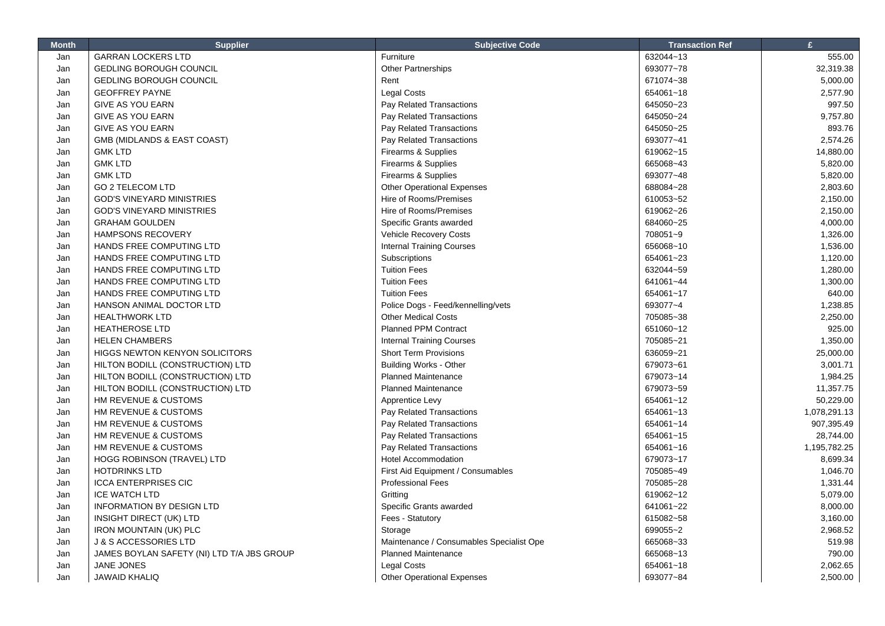| Month | Supplier | Subjective Code | Transaction Ref | £ |
|---|---|---|---|---|
| Jan | GARRAN LOCKERS LTD | Furniture | 632044~13 | 555.00 |
| Jan | GEDLING BOROUGH COUNCIL | Other Partnerships | 693077~78 | 32,319.38 |
| Jan | GEDLING BOROUGH COUNCIL | Rent | 671074~38 | 5,000.00 |
| Jan | GEOFFREY PAYNE | Legal Costs | 654061~18 | 2,577.90 |
| Jan | GIVE AS YOU EARN | Pay Related Transactions | 645050~23 | 997.50 |
| Jan | GIVE AS YOU EARN | Pay Related Transactions | 645050~24 | 9,757.80 |
| Jan | GIVE AS YOU EARN | Pay Related Transactions | 645050~25 | 893.76 |
| Jan | GMB (MIDLANDS & EAST COAST) | Pay Related Transactions | 693077~41 | 2,574.26 |
| Jan | GMK LTD | Firearms & Supplies | 619062~15 | 14,880.00 |
| Jan | GMK LTD | Firearms & Supplies | 665068~43 | 5,820.00 |
| Jan | GMK LTD | Firearms & Supplies | 693077~48 | 5,820.00 |
| Jan | GO 2 TELECOM LTD | Other Operational Expenses | 688084~28 | 2,803.60 |
| Jan | GOD'S VINEYARD MINISTRIES | Hire of Rooms/Premises | 610053~52 | 2,150.00 |
| Jan | GOD'S VINEYARD MINISTRIES | Hire of Rooms/Premises | 619062~26 | 2,150.00 |
| Jan | GRAHAM GOULDEN | Specific Grants awarded | 684060~25 | 4,000.00 |
| Jan | HAMPSONS RECOVERY | Vehicle Recovery Costs | 708051~9 | 1,326.00 |
| Jan | HANDS FREE COMPUTING LTD | Internal Training Courses | 656068~10 | 1,536.00 |
| Jan | HANDS FREE COMPUTING LTD | Subscriptions | 654061~23 | 1,120.00 |
| Jan | HANDS FREE COMPUTING LTD | Tuition Fees | 632044~59 | 1,280.00 |
| Jan | HANDS FREE COMPUTING LTD | Tuition Fees | 641061~44 | 1,300.00 |
| Jan | HANDS FREE COMPUTING LTD | Tuition Fees | 654061~17 | 640.00 |
| Jan | HANSON ANIMAL DOCTOR LTD | Police Dogs - Feed/kennelling/vets | 693077~4 | 1,238.85 |
| Jan | HEALTHWORK LTD | Other Medical Costs | 705085~38 | 2,250.00 |
| Jan | HEATHEROSE LTD | Planned PPM Contract | 651060~12 | 925.00 |
| Jan | HELEN CHAMBERS | Internal Training Courses | 705085~21 | 1,350.00 |
| Jan | HIGGS NEWTON KENYON SOLICITORS | Short Term Provisions | 636059~21 | 25,000.00 |
| Jan | HILTON BODILL (CONSTRUCTION) LTD | Building Works - Other | 679073~61 | 3,001.71 |
| Jan | HILTON BODILL (CONSTRUCTION) LTD | Planned Maintenance | 679073~14 | 1,984.25 |
| Jan | HILTON BODILL (CONSTRUCTION) LTD | Planned Maintenance | 679073~59 | 11,357.75 |
| Jan | HM REVENUE & CUSTOMS | Apprentice Levy | 654061~12 | 50,229.00 |
| Jan | HM REVENUE & CUSTOMS | Pay Related Transactions | 654061~13 | 1,078,291.13 |
| Jan | HM REVENUE & CUSTOMS | Pay Related Transactions | 654061~14 | 907,395.49 |
| Jan | HM REVENUE & CUSTOMS | Pay Related Transactions | 654061~15 | 28,744.00 |
| Jan | HM REVENUE & CUSTOMS | Pay Related Transactions | 654061~16 | 1,195,782.25 |
| Jan | HOGG ROBINSON (TRAVEL) LTD | Hotel Accommodation | 679073~17 | 8,699.34 |
| Jan | HOTDRINKS LTD | First Aid Equipment / Consumables | 705085~49 | 1,046.70 |
| Jan | ICCA ENTERPRISES CIC | Professional Fees | 705085~28 | 1,331.44 |
| Jan | ICE WATCH LTD | Gritting | 619062~12 | 5,079.00 |
| Jan | INFORMATION BY DESIGN LTD | Specific Grants awarded | 641061~22 | 8,000.00 |
| Jan | INSIGHT DIRECT (UK) LTD | Fees - Statutory | 615082~58 | 3,160.00 |
| Jan | IRON MOUNTAIN (UK) PLC | Storage | 699055~2 | 2,968.52 |
| Jan | J & S ACCESSORIES LTD | Maintenance / Consumables Specialist Ope | 665068~33 | 519.98 |
| Jan | JAMES BOYLAN SAFETY (NI) LTD T/A JBS GROUP | Planned Maintenance | 665068~13 | 790.00 |
| Jan | JANE JONES | Legal Costs | 654061~18 | 2,062.65 |
| Jan | JAWAID KHALIQ | Other Operational Expenses | 693077~84 | 2,500.00 |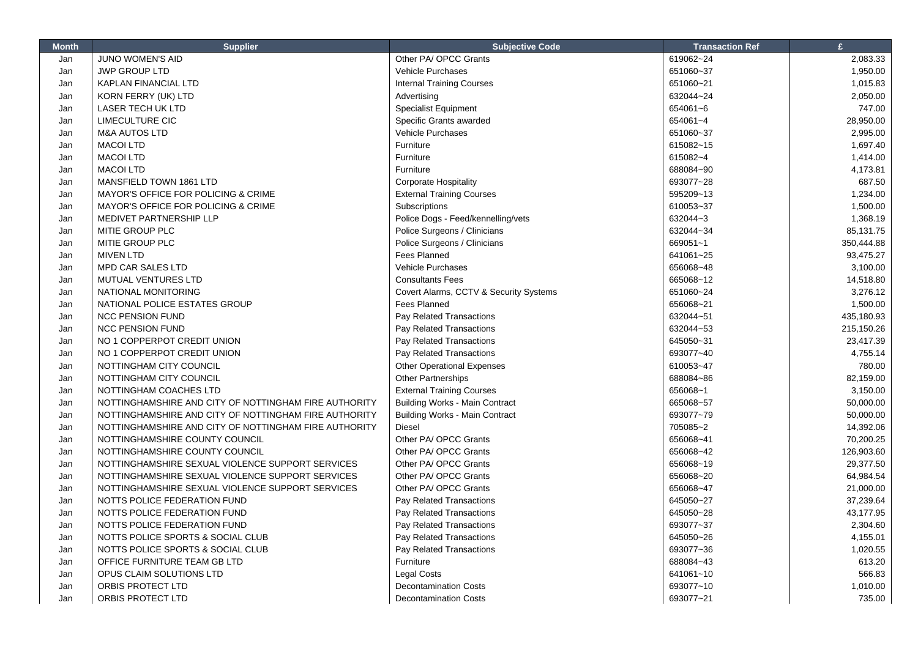| Month | Supplier | Subjective Code | Transaction Ref | £ |
|---|---|---|---|---|
| Jan | JUNO WOMEN'S AID | Other PA/ OPCC Grants | 619062~24 | 2,083.33 |
| Jan | JWP GROUP LTD | Vehicle Purchases | 651060~37 | 1,950.00 |
| Jan | KAPLAN FINANCIAL LTD | Internal Training Courses | 651060~21 | 1,015.83 |
| Jan | KORN FERRY (UK) LTD | Advertising | 632044~24 | 2,050.00 |
| Jan | LASER TECH UK LTD | Specialist Equipment | 654061~6 | 747.00 |
| Jan | LIMECULTURE CIC | Specific Grants awarded | 654061~4 | 28,950.00 |
| Jan | M&A AUTOS LTD | Vehicle Purchases | 651060~37 | 2,995.00 |
| Jan | MACOI LTD | Furniture | 615082~15 | 1,697.40 |
| Jan | MACOI LTD | Furniture | 615082~4 | 1,414.00 |
| Jan | MACOI LTD | Furniture | 688084~90 | 4,173.81 |
| Jan | MANSFIELD TOWN 1861 LTD | Corporate Hospitality | 693077~28 | 687.50 |
| Jan | MAYOR'S OFFICE FOR POLICING & CRIME | External Training Courses | 595209~13 | 1,234.00 |
| Jan | MAYOR'S OFFICE FOR POLICING & CRIME | Subscriptions | 610053~37 | 1,500.00 |
| Jan | MEDIVET PARTNERSHIP LLP | Police Dogs - Feed/kennelling/vets | 632044~3 | 1,368.19 |
| Jan | MITIE GROUP PLC | Police Surgeons / Clinicians | 632044~34 | 85,131.75 |
| Jan | MITIE GROUP PLC | Police Surgeons / Clinicians | 669051~1 | 350,444.88 |
| Jan | MIVEN LTD | Fees Planned | 641061~25 | 93,475.27 |
| Jan | MPD CAR SALES LTD | Vehicle Purchases | 656068~48 | 3,100.00 |
| Jan | MUTUAL VENTURES LTD | Consultants Fees | 665068~12 | 14,518.80 |
| Jan | NATIONAL MONITORING | Covert Alarms, CCTV & Security Systems | 651060~24 | 3,276.12 |
| Jan | NATIONAL POLICE ESTATES GROUP | Fees Planned | 656068~21 | 1,500.00 |
| Jan | NCC PENSION FUND | Pay Related Transactions | 632044~51 | 435,180.93 |
| Jan | NCC PENSION FUND | Pay Related Transactions | 632044~53 | 215,150.26 |
| Jan | NO 1 COPPERPOT CREDIT UNION | Pay Related Transactions | 645050~31 | 23,417.39 |
| Jan | NO 1 COPPERPOT CREDIT UNION | Pay Related Transactions | 693077~40 | 4,755.14 |
| Jan | NOTTINGHAM CITY COUNCIL | Other Operational Expenses | 610053~47 | 780.00 |
| Jan | NOTTINGHAM CITY COUNCIL | Other Partnerships | 688084~86 | 82,159.00 |
| Jan | NOTTINGHAM COACHES LTD | External Training Courses | 656068~1 | 3,150.00 |
| Jan | NOTTINGHAMSHIRE AND CITY OF NOTTINGHAM FIRE AUTHORITY | Building Works - Main Contract | 665068~57 | 50,000.00 |
| Jan | NOTTINGHAMSHIRE AND CITY OF NOTTINGHAM FIRE AUTHORITY | Building Works - Main Contract | 693077~79 | 50,000.00 |
| Jan | NOTTINGHAMSHIRE AND CITY OF NOTTINGHAM FIRE AUTHORITY | Diesel | 705085~2 | 14,392.06 |
| Jan | NOTTINGHAMSHIRE COUNTY COUNCIL | Other PA/ OPCC Grants | 656068~41 | 70,200.25 |
| Jan | NOTTINGHAMSHIRE COUNTY COUNCIL | Other PA/ OPCC Grants | 656068~42 | 126,903.60 |
| Jan | NOTTINGHAMSHIRE SEXUAL VIOLENCE SUPPORT SERVICES | Other PA/ OPCC Grants | 656068~19 | 29,377.50 |
| Jan | NOTTINGHAMSHIRE SEXUAL VIOLENCE SUPPORT SERVICES | Other PA/ OPCC Grants | 656068~20 | 64,984.54 |
| Jan | NOTTINGHAMSHIRE SEXUAL VIOLENCE SUPPORT SERVICES | Other PA/ OPCC Grants | 656068~47 | 21,000.00 |
| Jan | NOTTS POLICE FEDERATION FUND | Pay Related Transactions | 645050~27 | 37,239.64 |
| Jan | NOTTS POLICE FEDERATION FUND | Pay Related Transactions | 645050~28 | 43,177.95 |
| Jan | NOTTS POLICE FEDERATION FUND | Pay Related Transactions | 693077~37 | 2,304.60 |
| Jan | NOTTS POLICE SPORTS & SOCIAL CLUB | Pay Related Transactions | 645050~26 | 4,155.01 |
| Jan | NOTTS POLICE SPORTS & SOCIAL CLUB | Pay Related Transactions | 693077~36 | 1,020.55 |
| Jan | OFFICE FURNITURE TEAM GB LTD | Furniture | 688084~43 | 613.20 |
| Jan | OPUS CLAIM SOLUTIONS LTD | Legal Costs | 641061~10 | 566.83 |
| Jan | ORBIS PROTECT LTD | Decontamination Costs | 693077~10 | 1,010.00 |
| Jan | ORBIS PROTECT LTD | Decontamination Costs | 693077~21 | 735.00 |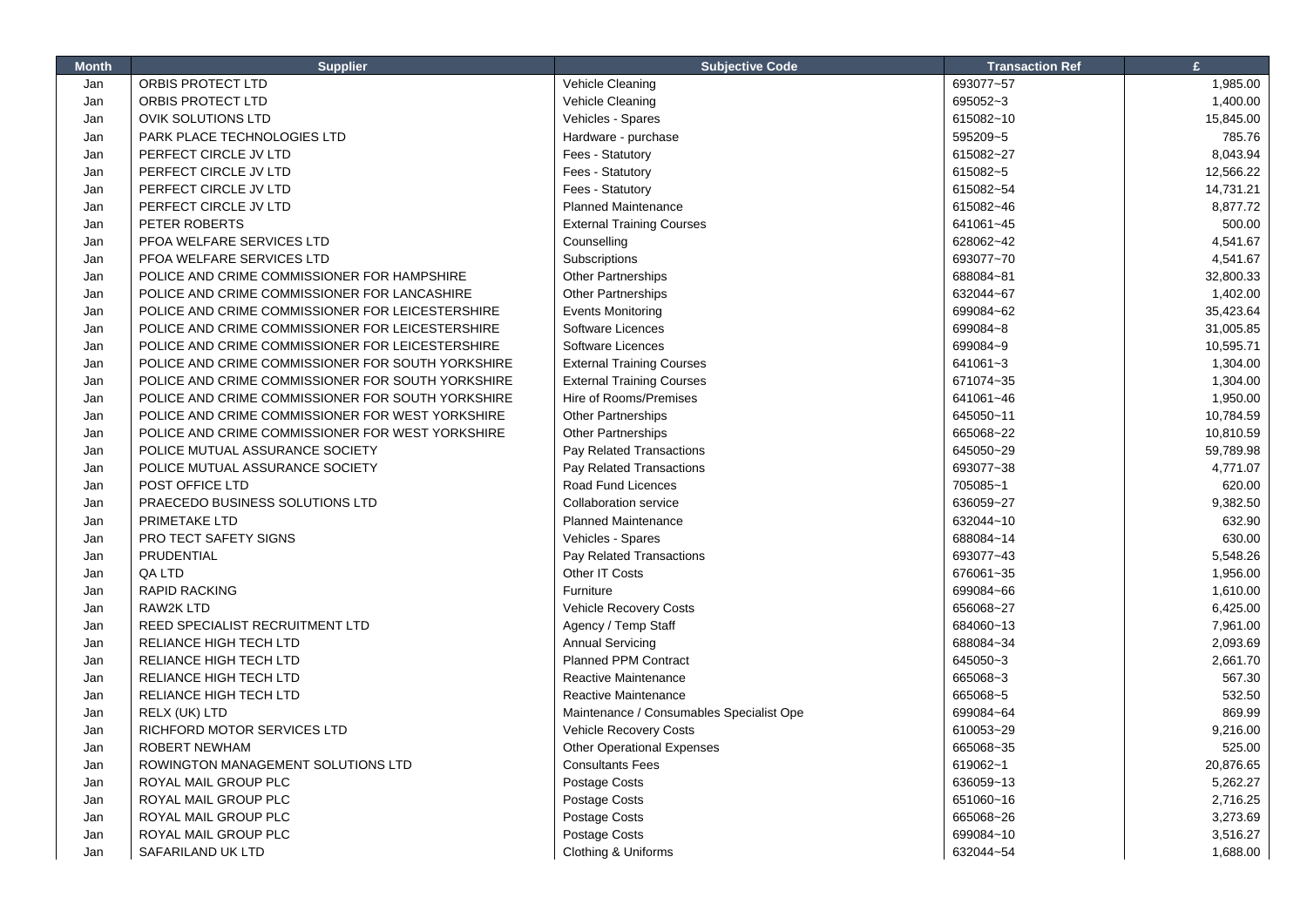| Month | Supplier | Subjective Code | Transaction Ref | £ |
|---|---|---|---|---|
| Jan | ORBIS PROTECT LTD | Vehicle Cleaning | 693077~57 | 1,985.00 |
| Jan | ORBIS PROTECT LTD | Vehicle Cleaning | 695052~3 | 1,400.00 |
| Jan | OVIK SOLUTIONS LTD | Vehicles - Spares | 615082~10 | 15,845.00 |
| Jan | PARK PLACE TECHNOLOGIES LTD | Hardware - purchase | 595209~5 | 785.76 |
| Jan | PERFECT CIRCLE JV LTD | Fees - Statutory | 615082~27 | 8,043.94 |
| Jan | PERFECT CIRCLE JV LTD | Fees - Statutory | 615082~5 | 12,566.22 |
| Jan | PERFECT CIRCLE JV LTD | Fees - Statutory | 615082~54 | 14,731.21 |
| Jan | PERFECT CIRCLE JV LTD | Planned Maintenance | 615082~46 | 8,877.72 |
| Jan | PETER ROBERTS | External Training Courses | 641061~45 | 500.00 |
| Jan | PFOA WELFARE SERVICES LTD | Counselling | 628062~42 | 4,541.67 |
| Jan | PFOA WELFARE SERVICES LTD | Subscriptions | 693077~70 | 4,541.67 |
| Jan | POLICE AND CRIME COMMISSIONER FOR HAMPSHIRE | Other Partnerships | 688084~81 | 32,800.33 |
| Jan | POLICE AND CRIME COMMISSIONER FOR LANCASHIRE | Other Partnerships | 632044~67 | 1,402.00 |
| Jan | POLICE AND CRIME COMMISSIONER FOR LEICESTERSHIRE | Events Monitoring | 699084~62 | 35,423.64 |
| Jan | POLICE AND CRIME COMMISSIONER FOR LEICESTERSHIRE | Software Licences | 699084~8 | 31,005.85 |
| Jan | POLICE AND CRIME COMMISSIONER FOR LEICESTERSHIRE | Software Licences | 699084~9 | 10,595.71 |
| Jan | POLICE AND CRIME COMMISSIONER FOR SOUTH YORKSHIRE | External Training Courses | 641061~3 | 1,304.00 |
| Jan | POLICE AND CRIME COMMISSIONER FOR SOUTH YORKSHIRE | External Training Courses | 671074~35 | 1,304.00 |
| Jan | POLICE AND CRIME COMMISSIONER FOR SOUTH YORKSHIRE | Hire of Rooms/Premises | 641061~46 | 1,950.00 |
| Jan | POLICE AND CRIME COMMISSIONER FOR WEST YORKSHIRE | Other Partnerships | 645050~11 | 10,784.59 |
| Jan | POLICE AND CRIME COMMISSIONER FOR WEST YORKSHIRE | Other Partnerships | 665068~22 | 10,810.59 |
| Jan | POLICE MUTUAL ASSURANCE SOCIETY | Pay Related Transactions | 645050~29 | 59,789.98 |
| Jan | POLICE MUTUAL ASSURANCE SOCIETY | Pay Related Transactions | 693077~38 | 4,771.07 |
| Jan | POST OFFICE LTD | Road Fund Licences | 705085~1 | 620.00 |
| Jan | PRAECEDO BUSINESS SOLUTIONS LTD | Collaboration service | 636059~27 | 9,382.50 |
| Jan | PRIMETAKE LTD | Planned Maintenance | 632044~10 | 632.90 |
| Jan | PRO TECT SAFETY SIGNS | Vehicles - Spares | 688084~14 | 630.00 |
| Jan | PRUDENTIAL | Pay Related Transactions | 693077~43 | 5,548.26 |
| Jan | QA LTD | Other IT Costs | 676061~35 | 1,956.00 |
| Jan | RAPID RACKING | Furniture | 699084~66 | 1,610.00 |
| Jan | RAW2K LTD | Vehicle Recovery Costs | 656068~27 | 6,425.00 |
| Jan | REED SPECIALIST RECRUITMENT LTD | Agency / Temp Staff | 684060~13 | 7,961.00 |
| Jan | RELIANCE HIGH TECH LTD | Annual Servicing | 688084~34 | 2,093.69 |
| Jan | RELIANCE HIGH TECH LTD | Planned PPM Contract | 645050~3 | 2,661.70 |
| Jan | RELIANCE HIGH TECH LTD | Reactive Maintenance | 665068~3 | 567.30 |
| Jan | RELIANCE HIGH TECH LTD | Reactive Maintenance | 665068~5 | 532.50 |
| Jan | RELX (UK) LTD | Maintenance / Consumables Specialist Ope | 699084~64 | 869.99 |
| Jan | RICHFORD MOTOR SERVICES LTD | Vehicle Recovery Costs | 610053~29 | 9,216.00 |
| Jan | ROBERT NEWHAM | Other Operational Expenses | 665068~35 | 525.00 |
| Jan | ROWINGTON MANAGEMENT SOLUTIONS LTD | Consultants Fees | 619062~1 | 20,876.65 |
| Jan | ROYAL MAIL GROUP PLC | Postage Costs | 636059~13 | 5,262.27 |
| Jan | ROYAL MAIL GROUP PLC | Postage Costs | 651060~16 | 2,716.25 |
| Jan | ROYAL MAIL GROUP PLC | Postage Costs | 665068~26 | 3,273.69 |
| Jan | ROYAL MAIL GROUP PLC | Postage Costs | 699084~10 | 3,516.27 |
| Jan | SAFARILAND UK LTD | Clothing & Uniforms | 632044~54 | 1,688.00 |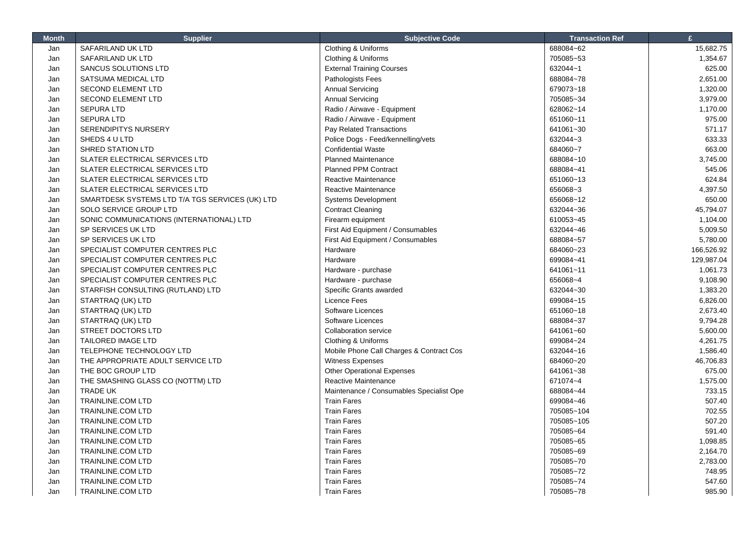| Month | Supplier | Subjective Code | Transaction Ref | £ |
|---|---|---|---|---|
| Jan | SAFARILAND UK LTD | Clothing & Uniforms | 688084~62 | 15,682.75 |
| Jan | SAFARILAND UK LTD | Clothing & Uniforms | 705085~53 | 1,354.67 |
| Jan | SANCUS SOLUTIONS LTD | External Training Courses | 632044~1 | 625.00 |
| Jan | SATSUMA MEDICAL LTD | Pathologists Fees | 688084~78 | 2,651.00 |
| Jan | SECOND ELEMENT LTD | Annual Servicing | 679073~18 | 1,320.00 |
| Jan | SECOND ELEMENT LTD | Annual Servicing | 705085~34 | 3,979.00 |
| Jan | SEPURA LTD | Radio / Airwave - Equipment | 628062~14 | 1,170.00 |
| Jan | SEPURA LTD | Radio / Airwave - Equipment | 651060~11 | 975.00 |
| Jan | SERENDIPITYS NURSERY | Pay Related Transactions | 641061~30 | 571.17 |
| Jan | SHEDS 4 U LTD | Police Dogs - Feed/kennelling/vets | 632044~3 | 633.33 |
| Jan | SHRED STATION LTD | Confidential Waste | 684060~7 | 663.00 |
| Jan | SLATER ELECTRICAL SERVICES LTD | Planned Maintenance | 688084~10 | 3,745.00 |
| Jan | SLATER ELECTRICAL SERVICES LTD | Planned PPM Contract | 688084~41 | 545.06 |
| Jan | SLATER ELECTRICAL SERVICES LTD | Reactive Maintenance | 651060~13 | 624.84 |
| Jan | SLATER ELECTRICAL SERVICES LTD | Reactive Maintenance | 656068~3 | 4,397.50 |
| Jan | SMARTDESK SYSTEMS LTD T/A TGS SERVICES (UK) LTD | Systems Development | 656068~12 | 650.00 |
| Jan | SOLO SERVICE GROUP LTD | Contract Cleaning | 632044~36 | 45,794.07 |
| Jan | SONIC COMMUNICATIONS (INTERNATIONAL) LTD | Firearm equipment | 610053~45 | 1,104.00 |
| Jan | SP SERVICES UK LTD | First Aid Equipment / Consumables | 632044~46 | 5,009.50 |
| Jan | SP SERVICES UK LTD | First Aid Equipment / Consumables | 688084~57 | 5,780.00 |
| Jan | SPECIALIST COMPUTER CENTRES PLC | Hardware | 684060~23 | 166,526.92 |
| Jan | SPECIALIST COMPUTER CENTRES PLC | Hardware | 699084~41 | 129,987.04 |
| Jan | SPECIALIST COMPUTER CENTRES PLC | Hardware - purchase | 641061~11 | 1,061.73 |
| Jan | SPECIALIST COMPUTER CENTRES PLC | Hardware - purchase | 656068~4 | 9,108.90 |
| Jan | STARFISH CONSULTING (RUTLAND) LTD | Specific Grants awarded | 632044~30 | 1,383.20 |
| Jan | STARTRAQ (UK) LTD | Licence Fees | 699084~15 | 6,826.00 |
| Jan | STARTRAQ (UK) LTD | Software Licences | 651060~18 | 2,673.40 |
| Jan | STARTRAQ (UK) LTD | Software Licences | 688084~37 | 9,794.28 |
| Jan | STREET DOCTORS LTD | Collaboration service | 641061~60 | 5,600.00 |
| Jan | TAILORED IMAGE LTD | Clothing & Uniforms | 699084~24 | 4,261.75 |
| Jan | TELEPHONE TECHNOLOGY LTD | Mobile Phone Call Charges & Contract Cos | 632044~16 | 1,586.40 |
| Jan | THE APPROPRIATE ADULT SERVICE LTD | Witness Expenses | 684060~20 | 46,706.83 |
| Jan | THE BOC GROUP LTD | Other Operational Expenses | 641061~38 | 675.00 |
| Jan | THE SMASHING GLASS CO (NOTTM) LTD | Reactive Maintenance | 671074~4 | 1,575.00 |
| Jan | TRADE UK | Maintenance / Consumables Specialist Ope | 688084~44 | 733.15 |
| Jan | TRAINLINE.COM LTD | Train Fares | 699084~46 | 507.40 |
| Jan | TRAINLINE.COM LTD | Train Fares | 705085~104 | 702.55 |
| Jan | TRAINLINE.COM LTD | Train Fares | 705085~105 | 507.20 |
| Jan | TRAINLINE.COM LTD | Train Fares | 705085~64 | 591.40 |
| Jan | TRAINLINE.COM LTD | Train Fares | 705085~65 | 1,098.85 |
| Jan | TRAINLINE.COM LTD | Train Fares | 705085~69 | 2,164.70 |
| Jan | TRAINLINE.COM LTD | Train Fares | 705085~70 | 2,783.00 |
| Jan | TRAINLINE.COM LTD | Train Fares | 705085~72 | 748.95 |
| Jan | TRAINLINE.COM LTD | Train Fares | 705085~74 | 547.60 |
| Jan | TRAINLINE.COM LTD | Train Fares | 705085~78 | 985.90 |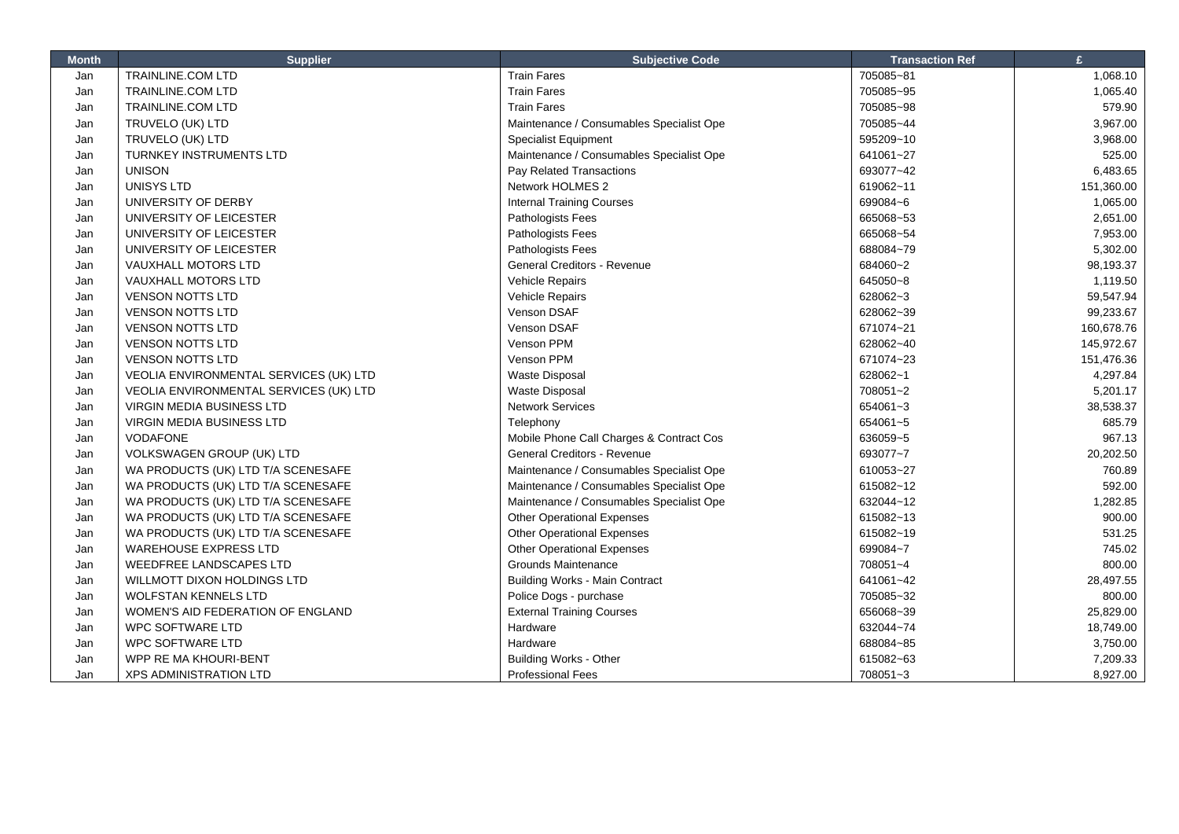| Month | Supplier | Subjective Code | Transaction Ref | £ |
|---|---|---|---|---|
| Jan | TRAINLINE.COM LTD | Train Fares | 705085~81 | 1,068.10 |
| Jan | TRAINLINE.COM LTD | Train Fares | 705085~95 | 1,065.40 |
| Jan | TRAINLINE.COM LTD | Train Fares | 705085~98 | 579.90 |
| Jan | TRUVELO (UK) LTD | Maintenance / Consumables Specialist Ope | 705085~44 | 3,967.00 |
| Jan | TRUVELO (UK) LTD | Specialist Equipment | 595209~10 | 3,968.00 |
| Jan | TURNKEY INSTRUMENTS LTD | Maintenance / Consumables Specialist Ope | 641061~27 | 525.00 |
| Jan | UNISON | Pay Related Transactions | 693077~42 | 6,483.65 |
| Jan | UNISYS LTD | Network HOLMES 2 | 619062~11 | 151,360.00 |
| Jan | UNIVERSITY OF DERBY | Internal Training Courses | 699084~6 | 1,065.00 |
| Jan | UNIVERSITY OF LEICESTER | Pathologists Fees | 665068~53 | 2,651.00 |
| Jan | UNIVERSITY OF LEICESTER | Pathologists Fees | 665068~54 | 7,953.00 |
| Jan | UNIVERSITY OF LEICESTER | Pathologists Fees | 688084~79 | 5,302.00 |
| Jan | VAUXHALL MOTORS LTD | General Creditors - Revenue | 684060~2 | 98,193.37 |
| Jan | VAUXHALL MOTORS LTD | Vehicle Repairs | 645050~8 | 1,119.50 |
| Jan | VENSON NOTTS LTD | Vehicle Repairs | 628062~3 | 59,547.94 |
| Jan | VENSON NOTTS LTD | Venson DSAF | 628062~39 | 99,233.67 |
| Jan | VENSON NOTTS LTD | Venson DSAF | 671074~21 | 160,678.76 |
| Jan | VENSON NOTTS LTD | Venson PPM | 628062~40 | 145,972.67 |
| Jan | VENSON NOTTS LTD | Venson PPM | 671074~23 | 151,476.36 |
| Jan | VEOLIA ENVIRONMENTAL SERVICES (UK) LTD | Waste Disposal | 628062~1 | 4,297.84 |
| Jan | VEOLIA ENVIRONMENTAL SERVICES (UK) LTD | Waste Disposal | 708051~2 | 5,201.17 |
| Jan | VIRGIN MEDIA BUSINESS LTD | Network Services | 654061~3 | 38,538.37 |
| Jan | VIRGIN MEDIA BUSINESS LTD | Telephony | 654061~5 | 685.79 |
| Jan | VODAFONE | Mobile Phone Call Charges & Contract Cos | 636059~5 | 967.13 |
| Jan | VOLKSWAGEN GROUP (UK) LTD | General Creditors - Revenue | 693077~7 | 20,202.50 |
| Jan | WA PRODUCTS (UK) LTD T/A SCENESAFE | Maintenance / Consumables Specialist Ope | 610053~27 | 760.89 |
| Jan | WA PRODUCTS (UK) LTD T/A SCENESAFE | Maintenance / Consumables Specialist Ope | 615082~12 | 592.00 |
| Jan | WA PRODUCTS (UK) LTD T/A SCENESAFE | Maintenance / Consumables Specialist Ope | 632044~12 | 1,282.85 |
| Jan | WA PRODUCTS (UK) LTD T/A SCENESAFE | Other Operational Expenses | 615082~13 | 900.00 |
| Jan | WA PRODUCTS (UK) LTD T/A SCENESAFE | Other Operational Expenses | 615082~19 | 531.25 |
| Jan | WAREHOUSE EXPRESS LTD | Other Operational Expenses | 699084~7 | 745.02 |
| Jan | WEEDFREE LANDSCAPES LTD | Grounds Maintenance | 708051~4 | 800.00 |
| Jan | WILLMOTT DIXON HOLDINGS LTD | Building Works - Main Contract | 641061~42 | 28,497.55 |
| Jan | WOLFSTAN KENNELS LTD | Police Dogs - purchase | 705085~32 | 800.00 |
| Jan | WOMEN'S AID FEDERATION OF ENGLAND | External Training Courses | 656068~39 | 25,829.00 |
| Jan | WPC SOFTWARE LTD | Hardware | 632044~74 | 18,749.00 |
| Jan | WPC SOFTWARE LTD | Hardware | 688084~85 | 3,750.00 |
| Jan | WPP RE MA KHOURI-BENT | Building Works - Other | 615082~63 | 7,209.33 |
| Jan | XPS ADMINISTRATION LTD | Professional Fees | 708051~3 | 8,927.00 |